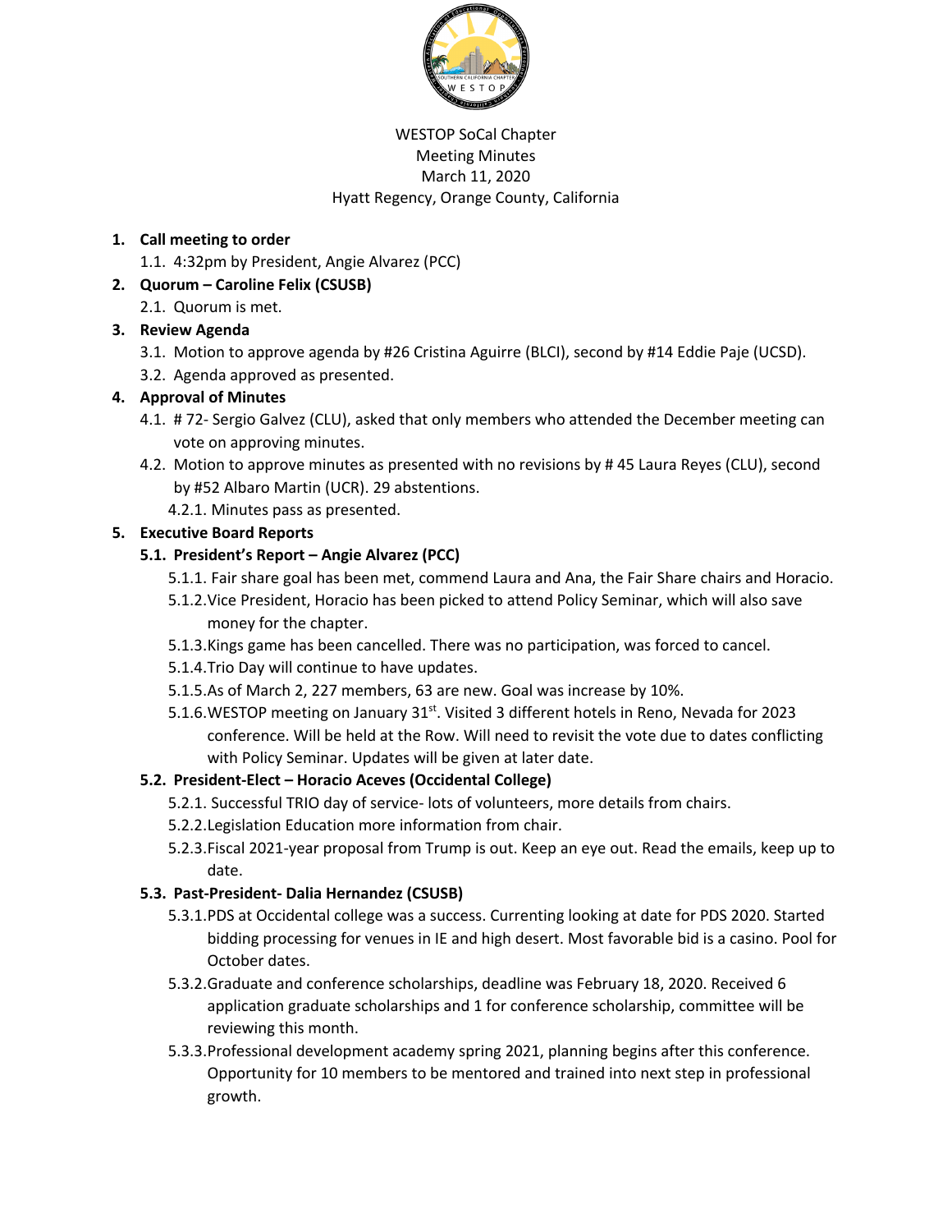WESTOP SoCal Chapter
Meeting Minutes
March 11, 2020
Hyatt Regency, Orange County, California

1. **Call meeting to order**
   1.1. 4:32pm by President, Angie Alvarez (PCC)
2. **Quorum – Caroline Felix (CSUSB)**
   2.1. Quorum is met.
3. **Review Agenda**
   3.1. Motion to approve agenda by #26 Cristina Aguirre (BLCI), second by #14 Eddie Paje (UCSD).
   3.2. Agenda approved as presented.
4. **Approval of Minutes**
   4.1. # 72- Sergio Galvez (CLU), asked that only members who attended the December meeting can vote on approving minutes.
   4.2. Motion to approve minutes as presented with no revisions by # 45 Laura Reyes (CLU), second by #52 Albaro Martin (UCR). 29 abstentions.
      4.2.1. Minutes pass as presented.
5. **Executive Board Reports**
   **5.1. President's Report – Angie Alvarez (PCC)**
      5.1.1. Fair share goal has been met, commend Laura and Ana, the Fair Share chairs and Horacio.
      5.1.2. Vice President, Horacio has been picked to attend Policy Seminar, which will also save money for the chapter.
      5.1.3. Kings game has been cancelled. There was no participation, was forced to cancel.
      5.1.4. Trio Day will continue to have updates.
      5.1.5. As of March 2, 227 members, 63 are new. Goal was increase by 10%.
      5.1.6. WESTOP meeting on January 31st. Visited 3 different hotels in Reno, Nevada for 2023 conference. Will be held at the Row. Will need to revisit the vote due to dates conflicting with Policy Seminar. Updates will be given at later date.

   **5.2. President-Elect – Horacio Aceves (Occidental College)**
      5.2.1. Successful TRIO day of service- lots of volunteers, more details from chairs.
      5.2.2. Legislation Education more information from chair.
      5.2.3. Fiscal 2021-year proposal from Trump is out. Keep an eye out. Read the emails, keep up to date.

   **5.3. Past-President- Dalia Hernandez (CSUSB)**
      5.3.1. PDS at Occidental college was a success. Currenting looking at date for PDS 2020. Started bidding processing for venues in IE and high desert. Most favorable bid is a casino. Pool for October dates.
      5.3.2. Graduate and conference scholarships, deadline was February 18, 2020. Received 6 application graduate scholarships and 1 for conference scholarship, committee will be reviewing this month.
      5.3.3. Professional development academy spring 2021, planning begins after this conference. Opportunity for 10 members to be mentored and trained into next step in professional growth.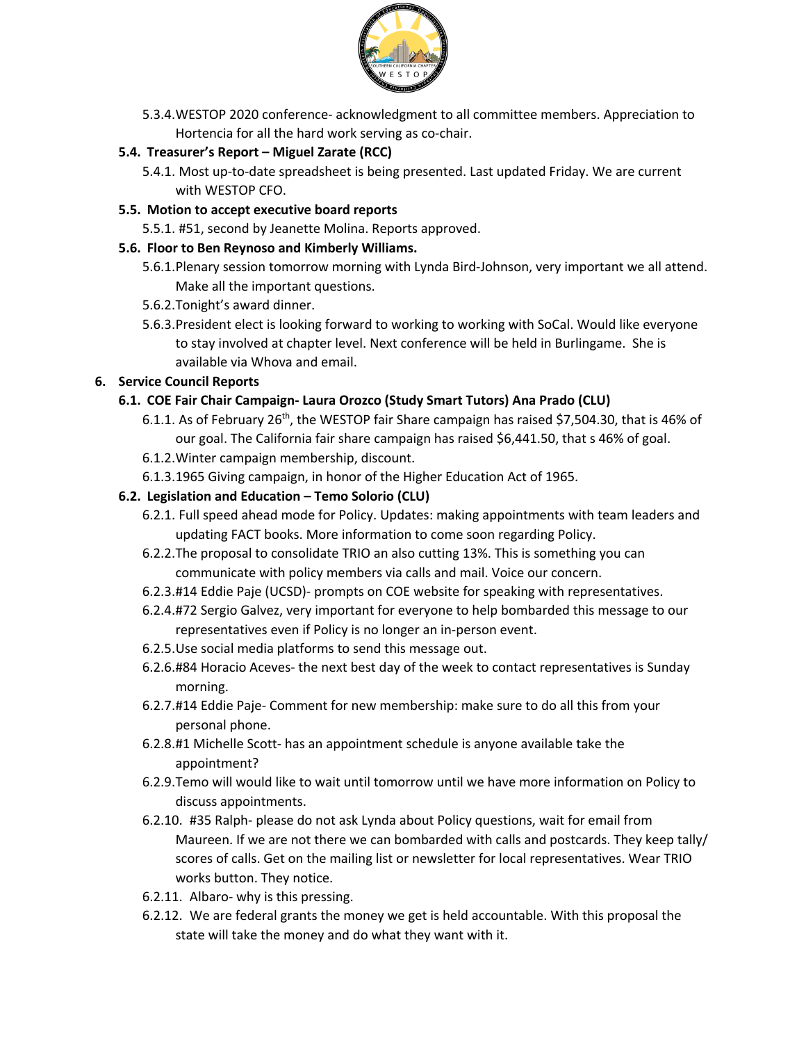- 5.3.4. WESTOP 2020 conference- acknowledgment to all committee members. Appreciation to Hortencia for all the hard work serving as co-chair.

**5.4. Treasurer's Report – Miguel Zarate (RCC)**

- 5.4.1. Most up-to-date spreadsheet is being presented. Last updated Friday. We are current with WESTOP CFO.

**5.5. Motion to accept executive board reports**

- 5.5.1. #51, second by Jeanette Molina. Reports approved.

**5.6. Floor to Ben Reynoso and Kimberly Williams.**

- 5.6.1. Plenary session tomorrow morning with Lynda Bird-Johnson, very important we all attend. Make all the important questions.
- 5.6.2. Tonight's award dinner.
- 5.6.3. President elect is looking forward to working to working with SoCal. Would like everyone to stay involved at chapter level. Next conference will be held in Burlingame. She is available via Whova and email.

## 6. Service Council Reports

**6.1. COE Fair Chair Campaign- Laura Orozco (Study Smart Tutors) Ana Prado (CLU)**

- 6.1.1. As of February 26th, the WESTOP fair Share campaign has raised $7,504.30, that is 46% of our goal. The California fair share campaign has raised $6,441.50, that s 46% of goal.
- 6.1.2. Winter campaign membership, discount.
- 6.1.3. 1965 Giving campaign, in honor of the Higher Education Act of 1965.

**6.2. Legislation and Education – Temo Solorio (CLU)**

- 6.2.1. Full speed ahead mode for Policy. Updates: making appointments with team leaders and updating FACT books. More information to come soon regarding Policy.
- 6.2.2. The proposal to consolidate TRIO an also cutting 13%. This is something you can communicate with policy members via calls and mail. Voice our concern.
- 6.2.3. #14 Eddie Paje (UCSD)- prompts on COE website for speaking with representatives.
- 6.2.4. #72 Sergio Galvez, very important for everyone to help bombarded this message to our representatives even if Policy is no longer an in-person event.
- 6.2.5. Use social media platforms to send this message out.
- 6.2.6. #84 Horacio Aceves- the next best day of the week to contact representatives is Sunday morning.
- 6.2.7. #14 Eddie Paje- Comment for new membership: make sure to do all this from your personal phone.
- 6.2.8. #1 Michelle Scott- has an appointment schedule is anyone available take the appointment?
- 6.2.9. Temo will would like to wait until tomorrow until we have more information on Policy to discuss appointments.
- 6.2.10. #35 Ralph- please do not ask Lynda about Policy questions, wait for email from Maureen. If we are not there we can bombarded with calls and postcards. They keep tally/ scores of calls. Get on the mailing list or newsletter for local representatives. Wear TRIO works button. They notice.
- 6.2.11. Albaro- why is this pressing.
- 6.2.12. We are federal grants the money we get is held accountable. With this proposal the state will take the money and do what they want with it.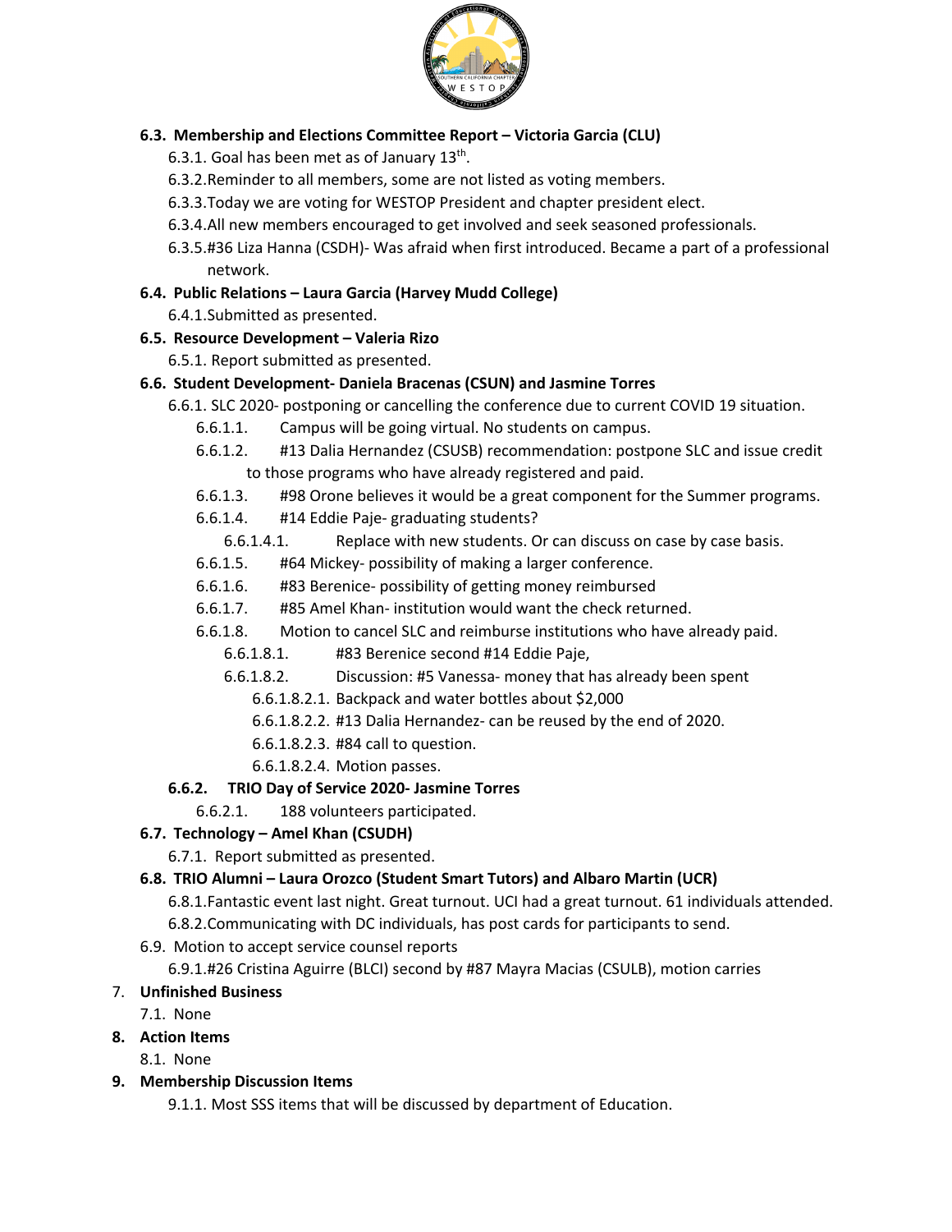**6.3. Membership and Elections Committee Report – Victoria Garcia (CLU)**

6.3.1. Goal has been met as of January 13th.

6.3.2. Reminder to all members, some are not listed as voting members.

6.3.3. Today we are voting for WESTOP President and chapter president elect.

6.3.4. All new members encouraged to get involved and seek seasoned professionals.

6.3.5. #36 Liza Hanna (CSDH)- Was afraid when first introduced. Became a part of a professional network.

**6.4. Public Relations – Laura Garcia (Harvey Mudd College)**

6.4.1. Submitted as presented.

**6.5. Resource Development – Valeria Rizo**

6.5.1. Report submitted as presented.

**6.6. Student Development- Daniela Bracenas (CSUN) and Jasmine Torres**

6.6.1. SLC 2020- postponing or cancelling the conference due to current COVID 19 situation.

- 6.6.1.1. Campus will be going virtual. No students on campus.
- 6.6.1.2. #13 Dalia Hernandez (CSUSB) recommendation: postpone SLC and issue credit to those programs who have already registered and paid.
- 6.6.1.3. #98 Orone believes it would be a great component for the Summer programs.
- 6.6.1.4. #14 Eddie Paje- graduating students?
  - 6.6.1.4.1. Replace with new students. Or can discuss on case by case basis.
- 6.6.1.5. #64 Mickey- possibility of making a larger conference.
- 6.6.1.6. #83 Berenice- possibility of getting money reimbursed
- 6.6.1.7. #85 Amel Khan- institution would want the check returned.
- 6.6.1.8. Motion to cancel SLC and reimburse institutions who have already paid.
  - 6.6.1.8.1. #83 Berenice second #14 Eddie Paje,
  - 6.6.1.8.2. Discussion: #5 Vanessa- money that has already been spent
    - 6.6.1.8.2.1. Backpack and water bottles about $2,000
    - 6.6.1.8.2.2. #13 Dalia Hernandez- can be reused by the end of 2020.
    - 6.6.1.8.2.3. #84 call to question.
    - 6.6.1.8.2.4. Motion passes.

**6.6.2. TRIO Day of Service 2020- Jasmine Torres**

- 6.6.2.1. 188 volunteers participated.

**6.7. Technology – Amel Khan (CSUDH)**

6.7.1. Report submitted as presented.

**6.8. TRIO Alumni – Laura Orozco (Student Smart Tutors) and Albaro Martin (UCR)**

6.8.1. Fantastic event last night. Great turnout. UCI had a great turnout. 61 individuals attended.

6.8.2. Communicating with DC individuals, has post cards for participants to send.

6.9. Motion to accept service counsel reports

6.9.1. #26 Cristina Aguirre (BLCI) second by #87 Mayra Macias (CSULB), motion carries

7. **Unfinished Business**

7.1. None

8. **Action Items**

8.1. None

9. **Membership Discussion Items**

9.1.1. Most SSS items that will be discussed by department of Education.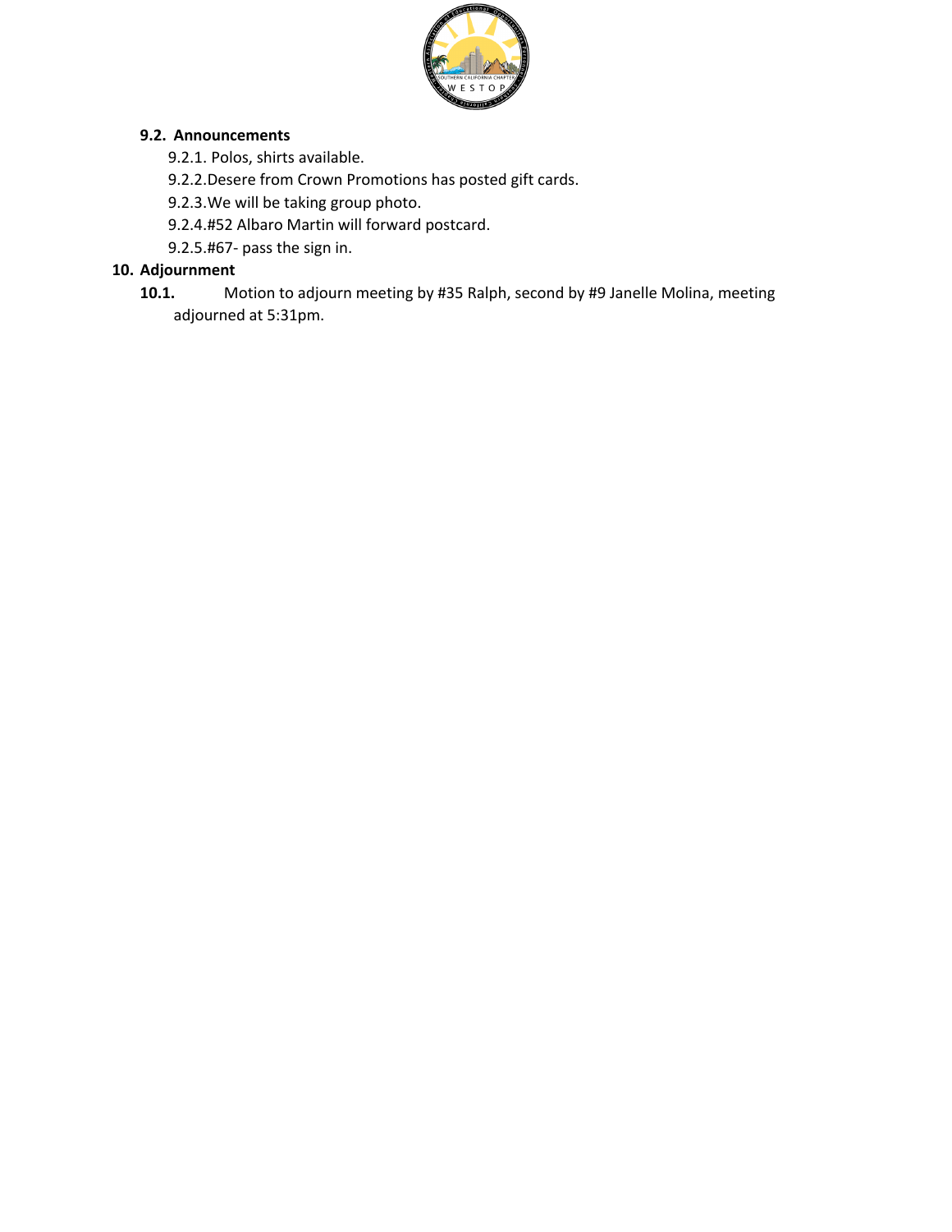**9.2. Announcements**

9.2.1. Polos, shirts available.

9.2.2. Desere from Crown Promotions has posted gift cards.

9.2.3. We will be taking group photo.

9.2.4. #52 Albaro Martin will forward postcard.

9.2.5. #67- pass the sign in.

**10. Adjournment**

**10.1.** Motion to adjourn meeting by #35 Ralph, second by #9 Janelle Molina, meeting adjourned at 5:31pm.